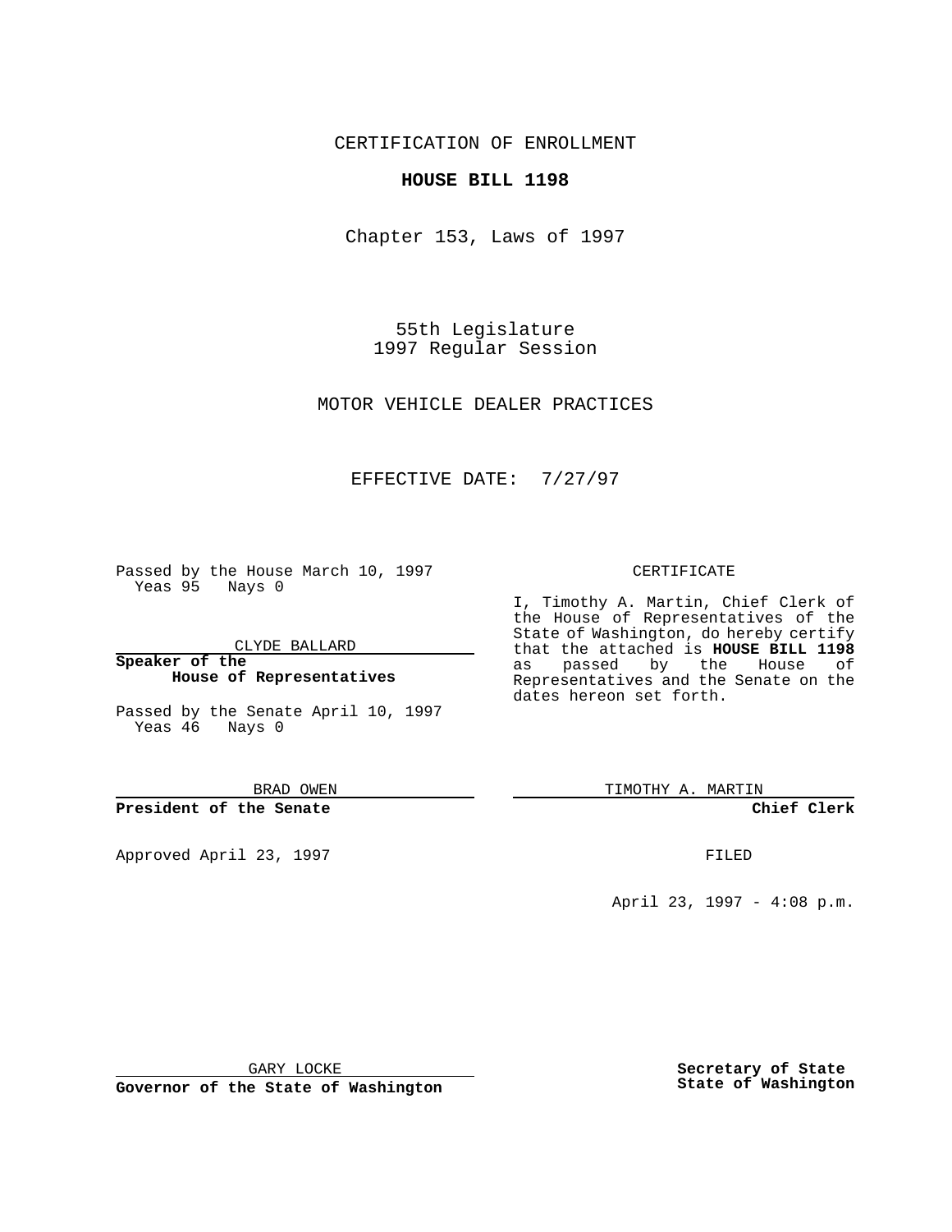CERTIFICATION OF ENROLLMENT

**HOUSE BILL 1198**

Chapter 153, Laws of 1997

55th Legislature
1997 Regular Session

MOTOR VEHICLE DEALER PRACTICES

EFFECTIVE DATE: 7/27/97

Passed by the House March 10, 1997
Yeas 95 Nays 0

CLYDE BALLARD

**Speaker of the House of Representatives**

Passed by the Senate April 10, 1997
Yeas 46 Nays 0

BRAD OWEN

**President of the Senate**

Approved April 23, 1997

GARY LOCKE

**Governor of the State of Washington**

CERTIFICATE

I, Timothy A. Martin, Chief Clerk of the House of Representatives of the State of Washington, do hereby certify that the attached is **HOUSE BILL 1198** as passed by the House of Representatives and the Senate on the dates hereon set forth.

TIMOTHY A. MARTIN

**Chief Clerk**

FILED

April 23, 1997 - 4:08 p.m.

**Secretary of State**
**State of Washington**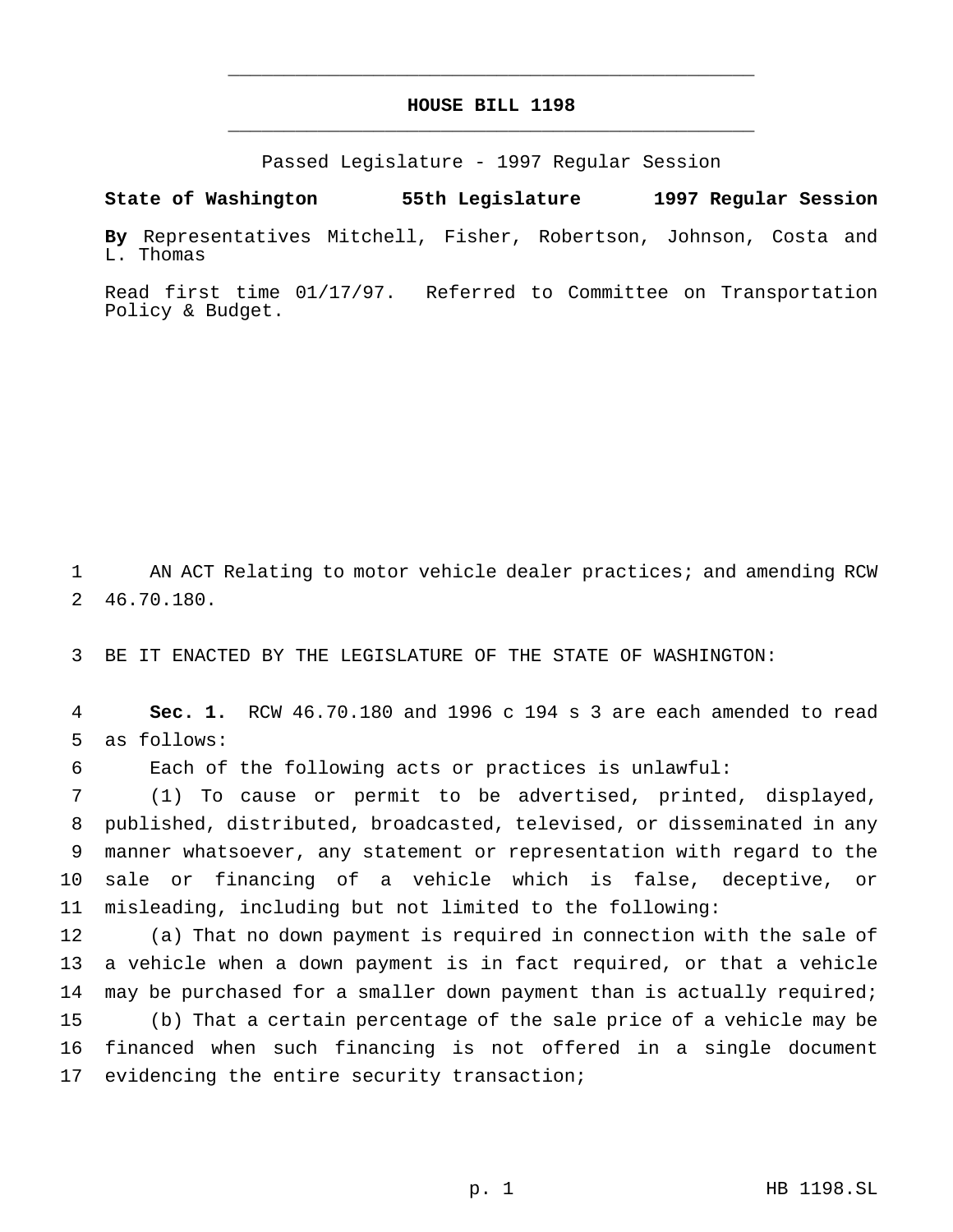# HOUSE BILL 1198

Passed Legislature - 1997 Regular Session

**State of Washington 55th Legislature 1997 Regular Session**

**By** Representatives Mitchell, Fisher, Robertson, Johnson, Costa and L. Thomas

Read first time 01/17/97. Referred to Committee on Transportation Policy & Budget.

AN ACT Relating to motor vehicle dealer practices; and amending RCW 46.70.180.

BE IT ENACTED BY THE LEGISLATURE OF THE STATE OF WASHINGTON:

**Sec. 1.** RCW 46.70.180 and 1996 c 194 s 3 are each amended to read as follows:

Each of the following acts or practices is unlawful:

(1) To cause or permit to be advertised, printed, displayed, published, distributed, broadcasted, televised, or disseminated in any manner whatsoever, any statement or representation with regard to the sale or financing of a vehicle which is false, deceptive, or misleading, including but not limited to the following:

(a) That no down payment is required in connection with the sale of a vehicle when a down payment is in fact required, or that a vehicle may be purchased for a smaller down payment than is actually required;

(b) That a certain percentage of the sale price of a vehicle may be financed when such financing is not offered in a single document evidencing the entire security transaction;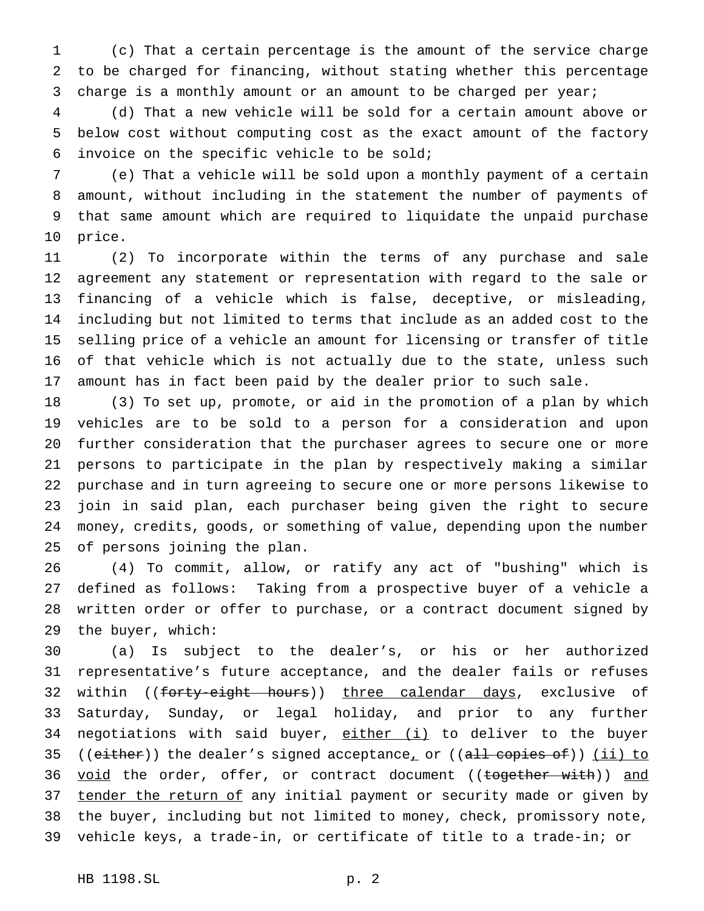(c) That a certain percentage is the amount of the service charge to be charged for financing, without stating whether this percentage charge is a monthly amount or an amount to be charged per year;

(d) That a new vehicle will be sold for a certain amount above or below cost without computing cost as the exact amount of the factory invoice on the specific vehicle to be sold;

(e) That a vehicle will be sold upon a monthly payment of a certain amount, without including in the statement the number of payments of that same amount which are required to liquidate the unpaid purchase price.

(2) To incorporate within the terms of any purchase and sale agreement any statement or representation with regard to the sale or financing of a vehicle which is false, deceptive, or misleading, including but not limited to terms that include as an added cost to the selling price of a vehicle an amount for licensing or transfer of title of that vehicle which is not actually due to the state, unless such amount has in fact been paid by the dealer prior to such sale.

(3) To set up, promote, or aid in the promotion of a plan by which vehicles are to be sold to a person for a consideration and upon further consideration that the purchaser agrees to secure one or more persons to participate in the plan by respectively making a similar purchase and in turn agreeing to secure one or more persons likewise to join in said plan, each purchaser being given the right to secure money, credits, goods, or something of value, depending upon the number of persons joining the plan.

(4) To commit, allow, or ratify any act of "bushing" which is defined as follows: Taking from a prospective buyer of a vehicle a written order or offer to purchase, or a contract document signed by the buyer, which:

(a) Is subject to the dealer's, or his or her authorized representative's future acceptance, and the dealer fails or refuses within ((~~forty-eight hours~~)) <u>three calendar days</u>, exclusive of Saturday, Sunday, or legal holiday, and prior to any further negotiations with said buyer, <u>either (i)</u> to deliver to the buyer ((~~either~~)) the dealer's signed acceptance<u>,</u> or ((~~all copies of~~)) <u>(ii) to void</u> the order, offer, or contract document ((~~together with~~)) <u>and tender the return of</u> any initial payment or security made or given by the buyer, including but not limited to money, check, promissory note, vehicle keys, a trade-in, or certificate of title to a trade-in; or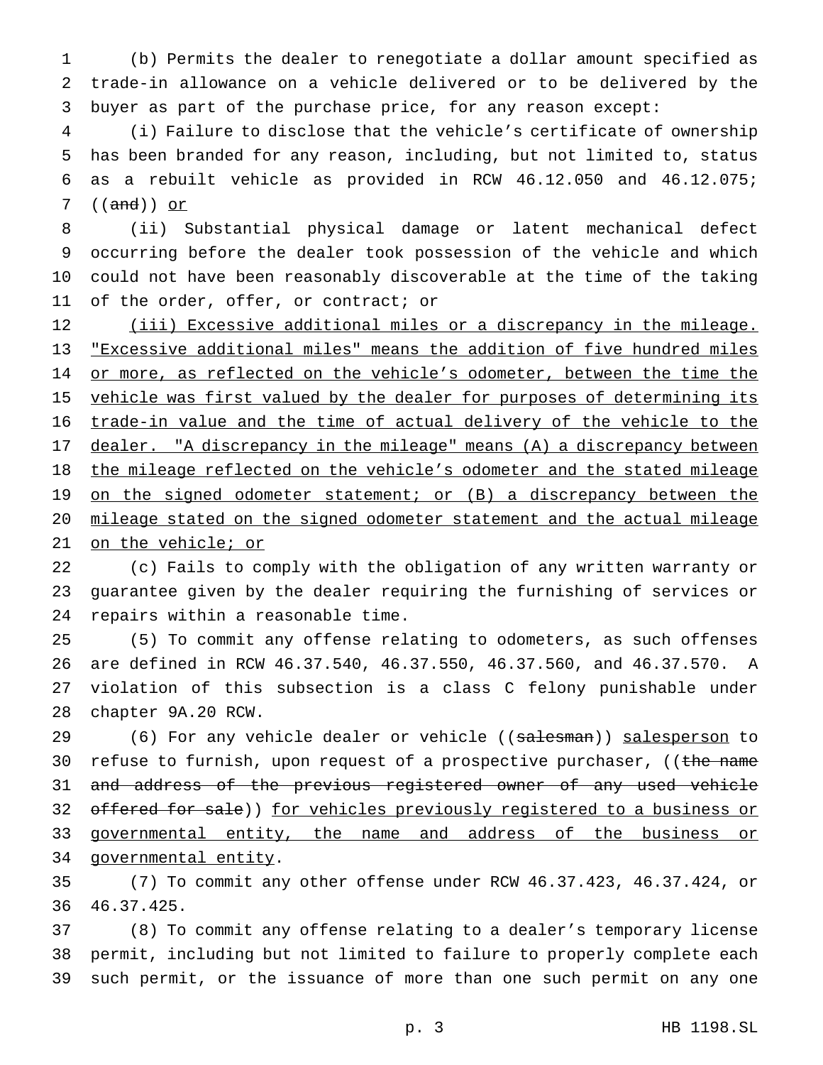(b) Permits the dealer to renegotiate a dollar amount specified as trade-in allowance on a vehicle delivered or to be delivered by the buyer as part of the purchase price, for any reason except:

(i) Failure to disclose that the vehicle's certificate of ownership has been branded for any reason, including, but not limited to, status as a rebuilt vehicle as provided in RCW 46.12.050 and 46.12.075; ((~~and~~)) <u>or</u>

(ii) Substantial physical damage or latent mechanical defect occurring before the dealer took possession of the vehicle and which could not have been reasonably discoverable at the time of the taking of the order, offer, or contract; or

<u>(iii) Excessive additional miles or a discrepancy in the mileage. "Excessive additional miles" means the addition of five hundred miles or more, as reflected on the vehicle's odometer, between the time the vehicle was first valued by the dealer for purposes of determining its trade-in value and the time of actual delivery of the vehicle to the dealer. "A discrepancy in the mileage" means (A) a discrepancy between the mileage reflected on the vehicle's odometer and the stated mileage on the signed odometer statement; or (B) a discrepancy between the mileage stated on the signed odometer statement and the actual mileage on the vehicle; or</u>

(c) Fails to comply with the obligation of any written warranty or guarantee given by the dealer requiring the furnishing of services or repairs within a reasonable time.

(5) To commit any offense relating to odometers, as such offenses are defined in RCW 46.37.540, 46.37.550, 46.37.560, and 46.37.570. A violation of this subsection is a class C felony punishable under chapter 9A.20 RCW.

(6) For any vehicle dealer or vehicle ((~~salesman~~)) <u>salesperson</u> to refuse to furnish, upon request of a prospective purchaser, ((~~the name and address of the previous registered owner of any used vehicle offered for sale~~)) <u>for vehicles previously registered to a business or governmental entity, the name and address of the business or governmental entity</u>.

(7) To commit any other offense under RCW 46.37.423, 46.37.424, or 46.37.425.

(8) To commit any offense relating to a dealer's temporary license permit, including but not limited to failure to properly complete each such permit, or the issuance of more than one such permit on any one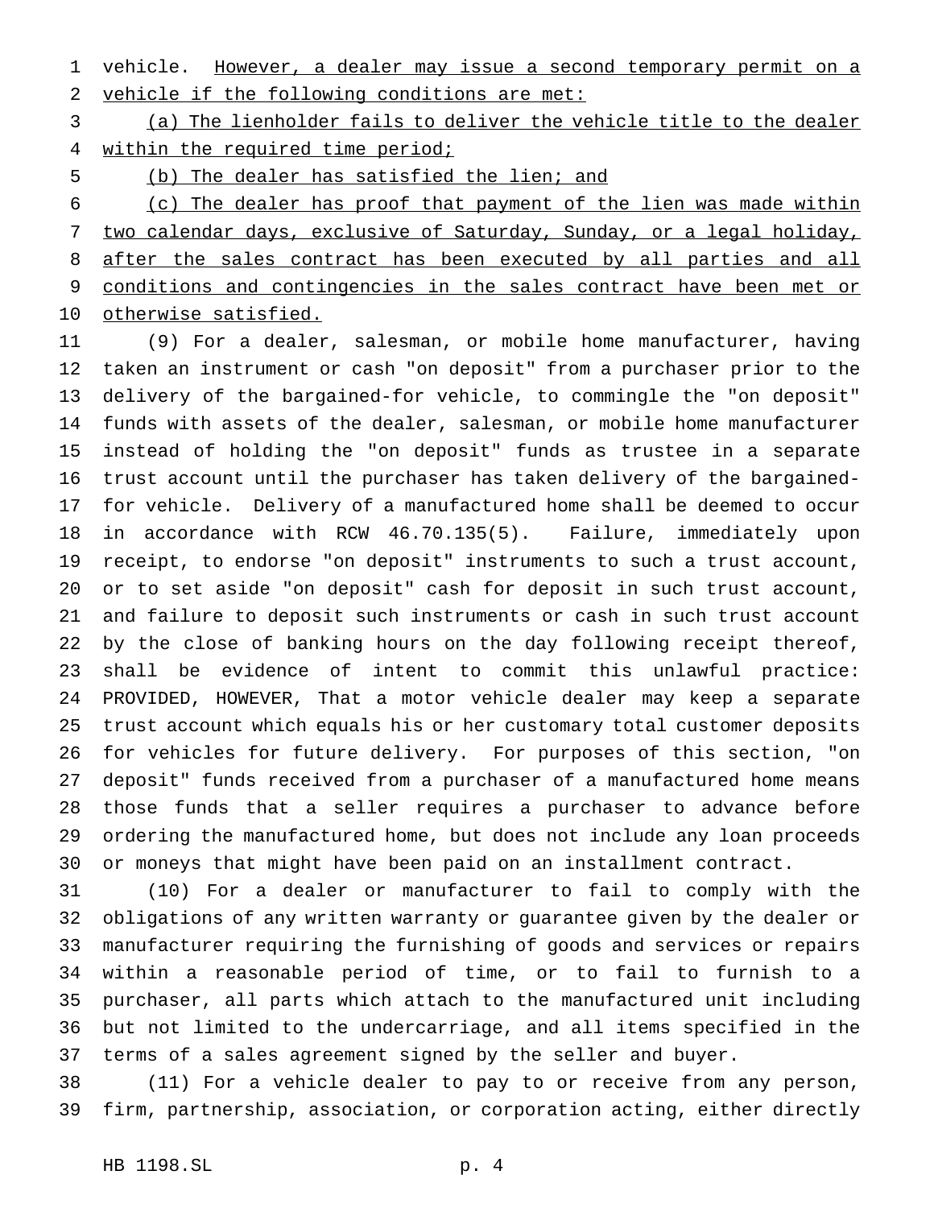vehicle. However, a dealer may issue a second temporary permit on a vehicle if the following conditions are met:

(a) The lienholder fails to deliver the vehicle title to the dealer within the required time period;

(b) The dealer has satisfied the lien; and

(c) The dealer has proof that payment of the lien was made within two calendar days, exclusive of Saturday, Sunday, or a legal holiday, after the sales contract has been executed by all parties and all conditions and contingencies in the sales contract have been met or otherwise satisfied.

(9) For a dealer, salesman, or mobile home manufacturer, having taken an instrument or cash "on deposit" from a purchaser prior to the delivery of the bargained-for vehicle, to commingle the "on deposit" funds with assets of the dealer, salesman, or mobile home manufacturer instead of holding the "on deposit" funds as trustee in a separate trust account until the purchaser has taken delivery of the bargained-for vehicle. Delivery of a manufactured home shall be deemed to occur in accordance with RCW 46.70.135(5). Failure, immediately upon receipt, to endorse "on deposit" instruments to such a trust account, or to set aside "on deposit" cash for deposit in such trust account, and failure to deposit such instruments or cash in such trust account by the close of banking hours on the day following receipt thereof, shall be evidence of intent to commit this unlawful practice: PROVIDED, HOWEVER, That a motor vehicle dealer may keep a separate trust account which equals his or her customary total customer deposits for vehicles for future delivery. For purposes of this section, "on deposit" funds received from a purchaser of a manufactured home means those funds that a seller requires a purchaser to advance before ordering the manufactured home, but does not include any loan proceeds or moneys that might have been paid on an installment contract.

(10) For a dealer or manufacturer to fail to comply with the obligations of any written warranty or guarantee given by the dealer or manufacturer requiring the furnishing of goods and services or repairs within a reasonable period of time, or to fail to furnish to a purchaser, all parts which attach to the manufactured unit including but not limited to the undercarriage, and all items specified in the terms of a sales agreement signed by the seller and buyer.

(11) For a vehicle dealer to pay to or receive from any person, firm, partnership, association, or corporation acting, either directly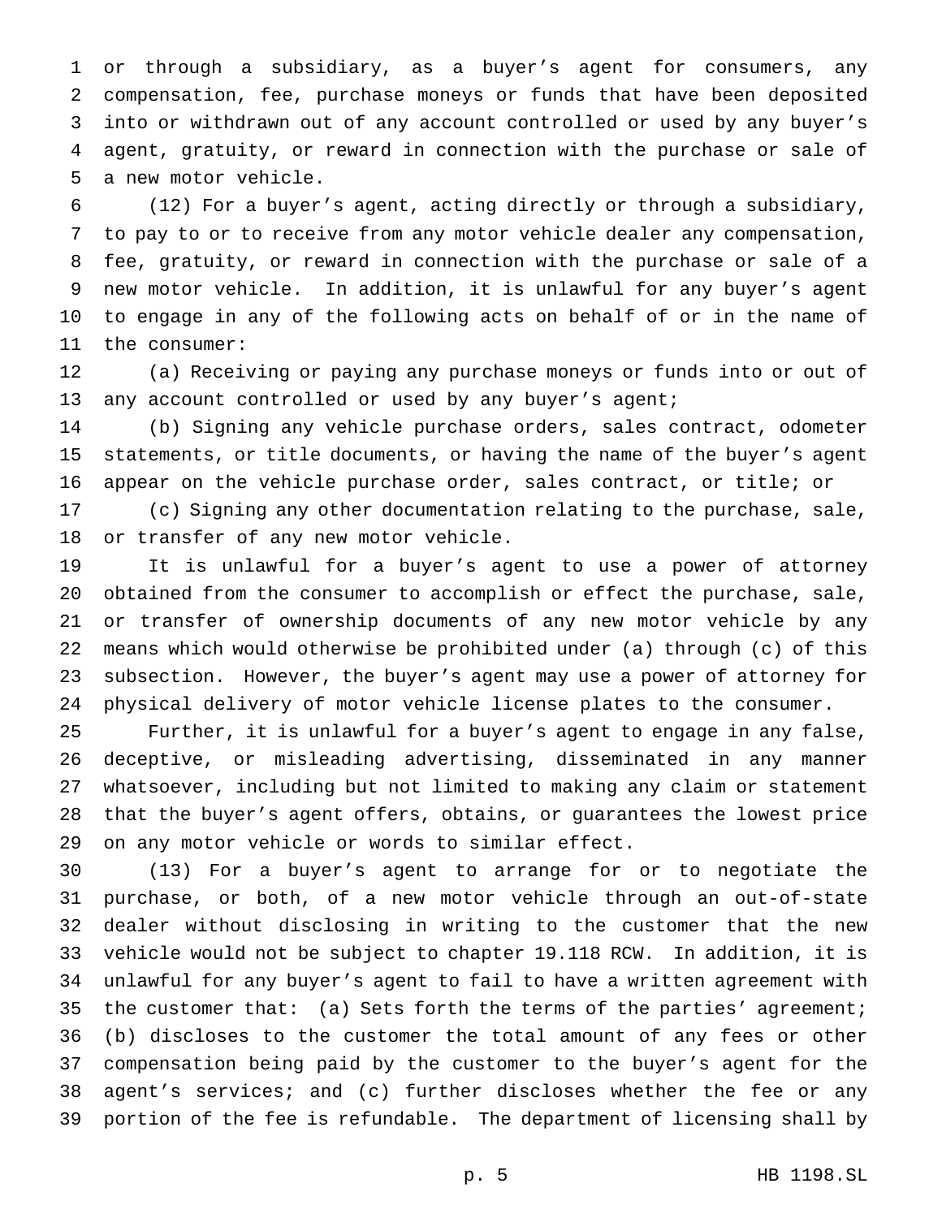or through a subsidiary, as a buyer's agent for consumers, any compensation, fee, purchase moneys or funds that have been deposited into or withdrawn out of any account controlled or used by any buyer's agent, gratuity, or reward in connection with the purchase or sale of a new motor vehicle.

(12) For a buyer's agent, acting directly or through a subsidiary, to pay to or to receive from any motor vehicle dealer any compensation, fee, gratuity, or reward in connection with the purchase or sale of a new motor vehicle. In addition, it is unlawful for any buyer's agent to engage in any of the following acts on behalf of or in the name of the consumer:

(a) Receiving or paying any purchase moneys or funds into or out of any account controlled or used by any buyer's agent;

(b) Signing any vehicle purchase orders, sales contract, odometer statements, or title documents, or having the name of the buyer's agent appear on the vehicle purchase order, sales contract, or title; or

(c) Signing any other documentation relating to the purchase, sale, or transfer of any new motor vehicle.

It is unlawful for a buyer's agent to use a power of attorney obtained from the consumer to accomplish or effect the purchase, sale, or transfer of ownership documents of any new motor vehicle by any means which would otherwise be prohibited under (a) through (c) of this subsection. However, the buyer's agent may use a power of attorney for physical delivery of motor vehicle license plates to the consumer.

Further, it is unlawful for a buyer's agent to engage in any false, deceptive, or misleading advertising, disseminated in any manner whatsoever, including but not limited to making any claim or statement that the buyer's agent offers, obtains, or guarantees the lowest price on any motor vehicle or words to similar effect.

(13) For a buyer's agent to arrange for or to negotiate the purchase, or both, of a new motor vehicle through an out-of-state dealer without disclosing in writing to the customer that the new vehicle would not be subject to chapter 19.118 RCW. In addition, it is unlawful for any buyer's agent to fail to have a written agreement with the customer that: (a) Sets forth the terms of the parties' agreement; (b) discloses to the customer the total amount of any fees or other compensation being paid by the customer to the buyer's agent for the agent's services; and (c) further discloses whether the fee or any portion of the fee is refundable. The department of licensing shall by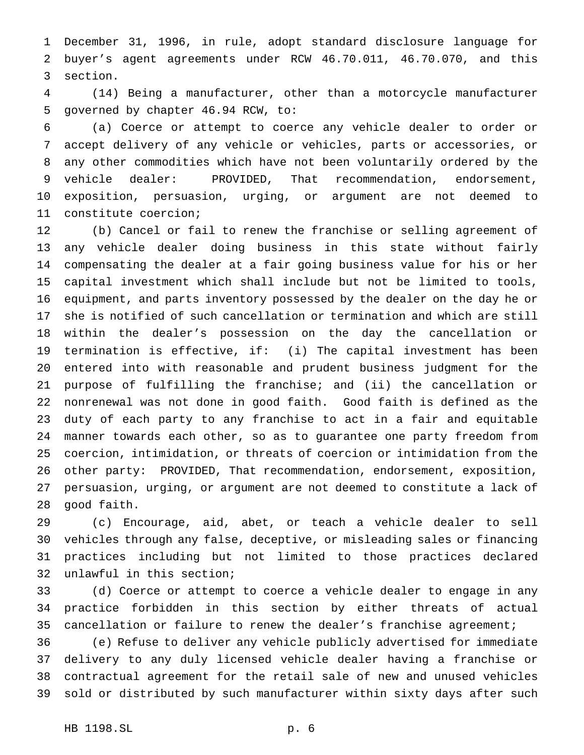December 31, 1996, in rule, adopt standard disclosure language for buyer's agent agreements under RCW 46.70.011, 46.70.070, and this section.

(14) Being a manufacturer, other than a motorcycle manufacturer governed by chapter 46.94 RCW, to:

(a) Coerce or attempt to coerce any vehicle dealer to order or accept delivery of any vehicle or vehicles, parts or accessories, or any other commodities which have not been voluntarily ordered by the vehicle dealer: PROVIDED, That recommendation, endorsement, exposition, persuasion, urging, or argument are not deemed to constitute coercion;

(b) Cancel or fail to renew the franchise or selling agreement of any vehicle dealer doing business in this state without fairly compensating the dealer at a fair going business value for his or her capital investment which shall include but not be limited to tools, equipment, and parts inventory possessed by the dealer on the day he or she is notified of such cancellation or termination and which are still within the dealer's possession on the day the cancellation or termination is effective, if: (i) The capital investment has been entered into with reasonable and prudent business judgment for the purpose of fulfilling the franchise; and (ii) the cancellation or nonrenewal was not done in good faith. Good faith is defined as the duty of each party to any franchise to act in a fair and equitable manner towards each other, so as to guarantee one party freedom from coercion, intimidation, or threats of coercion or intimidation from the other party: PROVIDED, That recommendation, endorsement, exposition, persuasion, urging, or argument are not deemed to constitute a lack of good faith.

(c) Encourage, aid, abet, or teach a vehicle dealer to sell vehicles through any false, deceptive, or misleading sales or financing practices including but not limited to those practices declared unlawful in this section;

(d) Coerce or attempt to coerce a vehicle dealer to engage in any practice forbidden in this section by either threats of actual cancellation or failure to renew the dealer's franchise agreement;

(e) Refuse to deliver any vehicle publicly advertised for immediate delivery to any duly licensed vehicle dealer having a franchise or contractual agreement for the retail sale of new and unused vehicles sold or distributed by such manufacturer within sixty days after such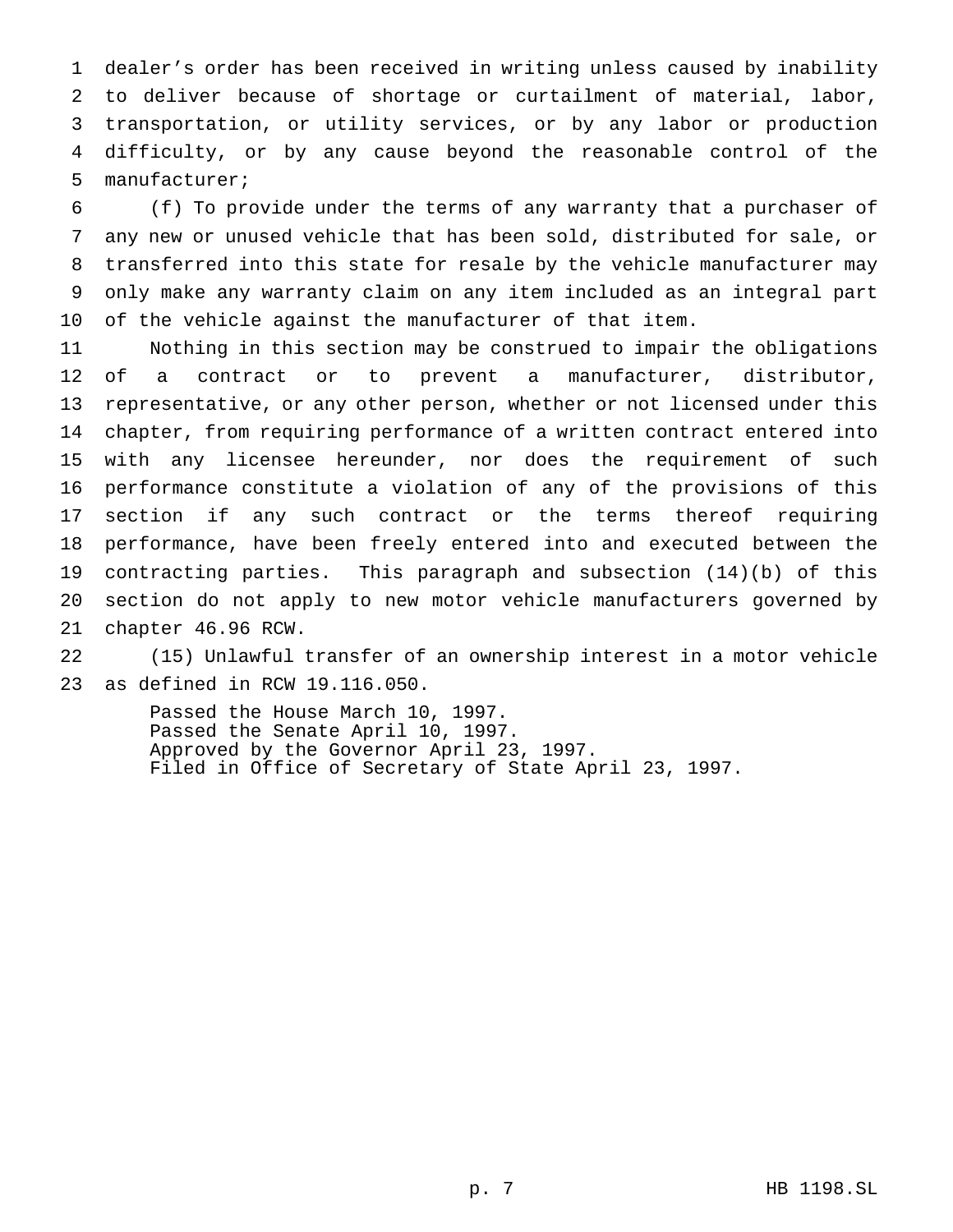dealer's order has been received in writing unless caused by inability to deliver because of shortage or curtailment of material, labor, transportation, or utility services, or by any labor or production difficulty, or by any cause beyond the reasonable control of the manufacturer;

(f) To provide under the terms of any warranty that a purchaser of any new or unused vehicle that has been sold, distributed for sale, or transferred into this state for resale by the vehicle manufacturer may only make any warranty claim on any item included as an integral part of the vehicle against the manufacturer of that item.

Nothing in this section may be construed to impair the obligations of a contract or to prevent a manufacturer, distributor, representative, or any other person, whether or not licensed under this chapter, from requiring performance of a written contract entered into with any licensee hereunder, nor does the requirement of such performance constitute a violation of any of the provisions of this section if any such contract or the terms thereof requiring performance, have been freely entered into and executed between the contracting parties. This paragraph and subsection (14)(b) of this section do not apply to new motor vehicle manufacturers governed by chapter 46.96 RCW.

(15) Unlawful transfer of an ownership interest in a motor vehicle as defined in RCW 19.116.050.

Passed the House March 10, 1997.
Passed the Senate April 10, 1997.
Approved by the Governor April 23, 1997.
Filed in Office of Secretary of State April 23, 1997.